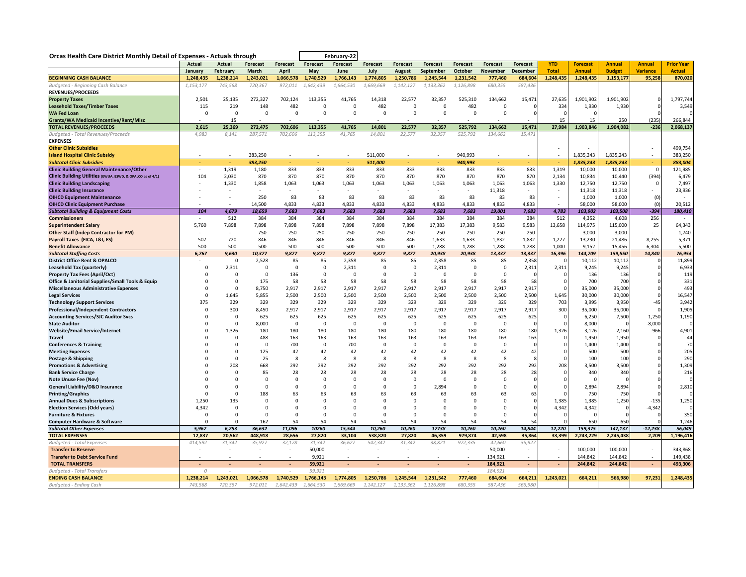**Orcas Health Care District Monthly Detail of Expenses - Actuals through February-22**

| | Actual | Actual | Forecast | Forecast | Forecast | Forecast | Forecast | Forecast | Forecast | Forecast | Forecast | Forecast | YTD | Forecast | Annual | Annual | Prior Year |
|---|---|---|---|---|---|---|---|---|---|---|---|---|---|---|---|---|---|
| | January | February | March | April | May | June | July | August | September | October | November | December | Total | Annual | Budget | Variance | Actual |
| **BEGINNING CASH BALANCE** | **1,248,435** | **1,238,214** | **1,243,021** | **1,066,578** | **1,740,529** | **1,766,143** | **1,774,805** | **1,250,786** | **1,245,544** | **1,231,542** | **777,460** | **684,604** | **1,248,435** | **1,248,435** | **1,153,177** | **95,258** | **870,020** |
| *Budgeted - Beginning Cash Balance* | *1,153,177* | *743,568* | *720,367* | *972,011* | *1,642,439* | *1,664,530* | *1,669,669* | *1,142,127* | *1,133,362* | *1,126,898* | *680,355* | *587,436* | | | | | |
| **REVENUES/PROCEEDS** | | | | | | | | | | | | | | | | | |
| **Property Taxes** | 2,501 | 25,135 | 272,327 | 702,124 | 113,355 | 41,765 | 14,318 | 22,577 | 32,357 | 525,310 | 134,662 | 15,471 | 27,635 | 1,901,902 | 1,901,902 | 0 | 1,797,744 |
| **Leasehold Taxes/Timber Taxes** | 115 | 219 | 148 | 482 | 0 | 0 | 482 | 0 | 0 | 482 | 0 | 0 | 334 | 1,930 | 1,930 | 0 | 3,549 |
| **WA Fed Loan** | 0 | 0 | 0 | 0 | 0 | 0 | 0 | 0 | 0 | 0 | 0 | 0 | 0 | 0 | | 0 | 0 |
| **Grants/WA Medicaid Incentive/Rent/Misc** | - | 15 | - | - | - | - | - | - | - | - | - | - | 15 | 15 | 250 | (235) | 266,844 |
| **TOTAL REVENUES/PROCEEDS** | **2,615** | **25,369** | **272,475** | **702,606** | **113,355** | **41,765** | **14,801** | **22,577** | **32,357** | **525,792** | **134,662** | **15,471** | **27,984** | **1,903,846** | **1,904,082** | **-236** | **2,068,137** |
| *Budgeted - Total Revenues/Proceeds* | *4,983* | *8,141* | *287,571* | *702,606* | *113,355* | *41,765* | *14,801* | *22,577* | *32,357* | *525,792* | *134,662* | *15,471* | | | | | |
| **EXPENSES** | | | | | | | | | | | | | | | | | |
| **Other Clinic Subsidies** | | | | | | | | | | | | | - | - | | - | 499,754 |
| **Island Hospital Clinic Subsidy** | - | - | 383,250 | - | - | - | 511,000 | - | - | 940,993 | - | - | - | 1,835,243 | 1,835,243 | - | 383,250 |
| ***Subtotal Clinic Subsidies*** | - | - | ***383,250*** | - | - | - | ***511,000*** | - | - | ***940,993*** | - | - | - | ***1,835,243*** | ***1,835,243*** | - | ***883,004*** |
| **Clinic Building General Maintenance/Other** | - | 1,319 | 1,180 | 833 | 833 | 833 | 833 | 833 | 833 | 833 | 833 | 833 | 1,319 | 10,000 | 10,000 | 0 | 121,985 |
| **Clinic Building Utilities** (EWUA, ESWD, & OPALCO as of 4/1) | 104 | 2,030 | 870 | 870 | 870 | 870 | 870 | 870 | 870 | 870 | 870 | 870 | 2,134 | 10,834 | 10,440 | (394) | 6,479 |
| **Clinic Building Landscaping** | - | 1,330 | 1,858 | 1,063 | 1,063 | 1,063 | 1,063 | 1,063 | 1,063 | 1,063 | 1,063 | 1,063 | 1,330 | 12,750 | 12,750 | 0 | 7,497 |
| **Clinic Building Insurance** | - | - | - | - | - | - | - | - | - | - | 11,318 | - | - | 11,318 | 11,318 | - | 23,936 |
| **OIHCD Equipment Maintenance** | - | - | 250 | 83 | 83 | 83 | 83 | 83 | 83 | 83 | 83 | 83 | - | 1,000 | 1,000 | (0) | - |
| **OIHCD Clinic Equipment Purchase** | - | - | 14,500 | 4,833 | 4,833 | 4,833 | 4,833 | 4,833 | 4,833 | 4,833 | 4,833 | 4,833 | - | 58,000 | 58,000 | (0) | 20,512 |
| ***Subtotal Building & Equipment Costs*** | ***104*** | ***4,679*** | ***18,659*** | ***7,683*** | ***7,683*** | ***7,683*** | ***7,683*** | ***7,683*** | ***7,683*** | ***7,683*** | ***19,001*** | ***7,683*** | ***4,783*** | ***103,902*** | ***103,508*** | ***-394*** | ***180,410*** |
| **Commissioners** | - | 512 | 384 | 384 | 384 | 384 | 384 | 384 | 384 | 384 | 384 | 384 | 512 | 4,352 | 4,608 | 256 | - |
| **Superintendent Salary** | 5,760 | 7,898 | 7,898 | 7,898 | 7,898 | 7,898 | 7,898 | 7,898 | 17,383 | 17,383 | 9,583 | 9,583 | 13,658 | 114,975 | 115,000 | 25 | 64,343 |
| **Other Staff (Indep Contractor for PM)** | - | - | 750 | 250 | 250 | 250 | 250 | 250 | 250 | 250 | 250 | 250 | - | 3,000 | 3,000 | - | 1,740 |
| **Payroll Taxes (FICA, L&I, ES)** | 507 | 720 | 846 | 846 | 846 | 846 | 846 | 846 | 1,633 | 1,633 | 1,832 | 1,832 | 1,227 | 13,230 | 21,486 | 8,255 | 5,371 |
| **Benefit Allowance** | 500 | 500 | 500 | 500 | 500 | 500 | 500 | 500 | 1,288 | 1,288 | 1,288 | 1,288 | 1,000 | 9,152 | 15,456 | 6,304 | 5,500 |
| ***Subtotal Staffing Costs*** | ***6,767*** | ***9,630*** | ***10,377*** | ***9,877*** | ***9,877*** | ***9,877*** | ***9,877*** | ***9,877*** | ***20,938*** | ***20,938*** | ***13,337*** | ***13,337*** | ***16,396*** | ***144,709*** | ***159,550*** | ***14,840*** | ***76,954*** |
| **District Office Rent & OPALCO** | - | 0 | 2,528 | 85 | 85 | 2,358 | 85 | 85 | 2,358 | 85 | 85 | 2,358 | 0 | 10,112 | 10,112 | 0 | 11,899 |
| **Leasehold Tax (quarterly)** | 0 | 2,311 | 0 | 0 | 0 | 2,311 | 0 | 0 | 2,311 | 0 | 0 | 2,311 | 2,311 | 9,245 | 9,245 | 0 | 6,933 |
| **Property Tax Fees (April/Oct)** | 0 | 0 | 0 | 136 | 0 | 0 | 0 | 0 | 0 | 0 | 0 | 0 | 0 | 136 | 136 | 0 | 119 |
| **Office & Janitorial Supplies/Small Tools & Equip** | 0 | 0 | 175 | 58 | 58 | 58 | 58 | 58 | 58 | 58 | 58 | 58 | 0 | 700 | 700 | 0 | 331 |
| **Miscellaneous Administrative Expenses** | 0 | 0 | 8,750 | 2,917 | 2,917 | 2,917 | 2,917 | 2,917 | 2,917 | 2,917 | 2,917 | 2,917 | 0 | 35,000 | 35,000 | 0 | 493 |
| **Legal Services** | 0 | 1,645 | 5,855 | 2,500 | 2,500 | 2,500 | 2,500 | 2,500 | 2,500 | 2,500 | 2,500 | 2,500 | 1,645 | 30,000 | 30,000 | 0 | 16,547 |
| **Technology Support Services** | 375 | 329 | 329 | 329 | 329 | 329 | 329 | 329 | 329 | 329 | 329 | 329 | 703 | 3,995 | 3,950 | -45 | 3,942 |
| **Professional/Independent Contractors** | 0 | 300 | 8,450 | 2,917 | 2,917 | 2,917 | 2,917 | 2,917 | 2,917 | 2,917 | 2,917 | 2,917 | 300 | 35,000 | 35,000 | 0 | 1,905 |
| **Accounting Services/SJC Auditor Svcs** | 0 | 0 | 625 | 625 | 625 | 625 | 625 | 625 | 625 | 625 | 625 | 625 | 0 | 6,250 | 7,500 | 1,250 | 1,190 |
| **State Auditor** | 0 | 0 | 8,000 | 0 | 0 | 0 | 0 | 0 | 0 | 0 | 0 | 0 | 0 | 8,000 | 0 | -8,000 | 0 |
| **Website/Email Service/Internet** | 0 | 1,326 | 180 | 180 | 180 | 180 | 180 | 180 | 180 | 180 | 180 | 180 | 1,326 | 3,126 | 2,160 | -966 | 4,901 |
| **Travel** | 0 | 0 | 488 | 163 | 163 | 163 | 163 | 163 | 163 | 163 | 163 | 163 | 0 | 1,950 | 1,950 | 0 | 44 |
| **Conferences & Training** | 0 | 0 | 0 | 700 | 0 | 700 | 0 | 0 | 0 | 0 | 0 | 0 | 0 | 1,400 | 1,400 | 0 | 70 |
| **Meeting Expenses** | 0 | 0 | 125 | 42 | 42 | 42 | 42 | 42 | 42 | 42 | 42 | 42 | 0 | 500 | 500 | 0 | 205 |
| **Postage & Shipping** | 0 | 0 | 25 | 8 | 8 | 8 | 8 | 8 | 8 | 8 | 8 | 8 | 0 | 100 | 100 | 0 | 290 |
| **Promotions & Advertising** | 0 | 208 | 668 | 292 | 292 | 292 | 292 | 292 | 292 | 292 | 292 | 292 | 208 | 3,500 | 3,500 | 0 | 1,309 |
| **Bank Service Charge** | 0 | 0 | 85 | 28 | 28 | 28 | 28 | 28 | 28 | 28 | 28 | 28 | 0 | 340 | 340 | 0 | 216 |
| **Note Unuse Fee (Nov)** | 0 | 0 | 0 | 0 | 0 | 0 | 0 | 0 | 0 | 0 | 0 | 0 | 0 | 0 | 0 | 0 | 0 |
| **General Liability/D&O Insurance** | 0 | 0 | 0 | 0 | 0 | 0 | 0 | 0 | 2,894 | 0 | 0 | 0 | 0 | 2,894 | 2,894 | 0 | 2,810 |
| **Printing/Graphics** | 0 | 0 | 188 | 63 | 63 | 63 | 63 | 63 | 63 | 63 | 63 | 63 | 0 | 750 | 750 | 0 | 0 |
| **Annual Dues & Subscriptions** | 1,250 | 135 | 0 | 0 | 0 | 0 | 0 | 0 | 0 | 0 | 0 | 0 | 1,385 | 1,385 | 1,250 | -135 | 1,250 |
| **Election Services (Odd years)** | 4,342 | 0 | 0 | 0 | 0 | 0 | 0 | 0 | 0 | 0 | 0 | 0 | 4,342 | 4,342 | 0 | -4,342 | 0 |
| **Furniture & Fixtures** | 0 | 0 | 0 | 0 | 0 | 0 | 0 | 0 | 0 | 0 | 0 | 0 | 0 | 0 | 0 | 0 | 350 |
| **Computer Hardware & Software** | 0 | 0 | 162 | 54 | 54 | 54 | 54 | 54 | 54 | 54 | 54 | 54 | 0 | 650 | 650 | 0 | 1,246 |
| ***Subtotal Other Expenses*** | ***5,967*** | ***6,253*** | ***36,632*** | ***11,096*** | ***10260*** | ***15,544*** | ***10,260*** | ***10,260*** | ***17738*** | ***10,260*** | ***10,260*** | ***14,844*** | ***12,220*** | ***159,375*** | ***147,137*** | ***-12,238*** | ***56,049*** |
| **TOTAL EXPENSES** | **12,837** | **20,562** | **448,918** | **28,656** | **27,820** | **33,104** | **538,820** | **27,820** | **46,359** | **979,874** | **42,598** | **35,864** | **33,399** | **2,243,229** | **2,245,438** | **2,209** | **1,196,416** |
| *Budgeted - Total Expenses* | *414,592* | *31,342* | *35,927* | *32,178* | *31,342* | *36,627* | *542,342* | *31,342* | *38,821* | *972,335* | *42,660* | *35,927* | | | | | |
| **Transfer to Reserve** | - | - | - | - | 50,000 | - | - | - | - | - | 50,000 | - | - | 100,000 | 100,000 | - | 343,868 |
| **Transfer to Debt Service Fund** | - | - | - | - | 9,921 | - | - | - | - | - | 134,921 | - | - | 144,842 | 144,842 | - | 149,438 |
| **TOTAL TRANSFERS** | - | - | - | - | **59,921** | - | - | - | - | - | **184,921** | - | - | **244,842** | **244,842** | - | **493,306** |
| *Budgeted - Total Transfers* | *0* | - | - | - | *59,921* | - | - | - | - | - | *184,921* | - | | | | | |
| **ENDING CASH BALANCE** | **1,238,214** | **1,243,021** | **1,066,578** | **1,740,529** | **1,766,143** | **1,774,805** | **1,250,786** | **1,245,544** | **1,231,542** | **777,460** | **684,604** | **664,211** | **1,243,021** | **664,211** | **566,980** | **97,231** | **1,248,435** |
| *Budgeted - Ending Cash* | *743,568* | *720,367* | *972,011* | *1,642,439* | *1,664,530* | *1,669,669* | *1,142,127* | *1,133,362* | *1,126,898* | *680,355* | *587,436* | *566,980* | | | | | |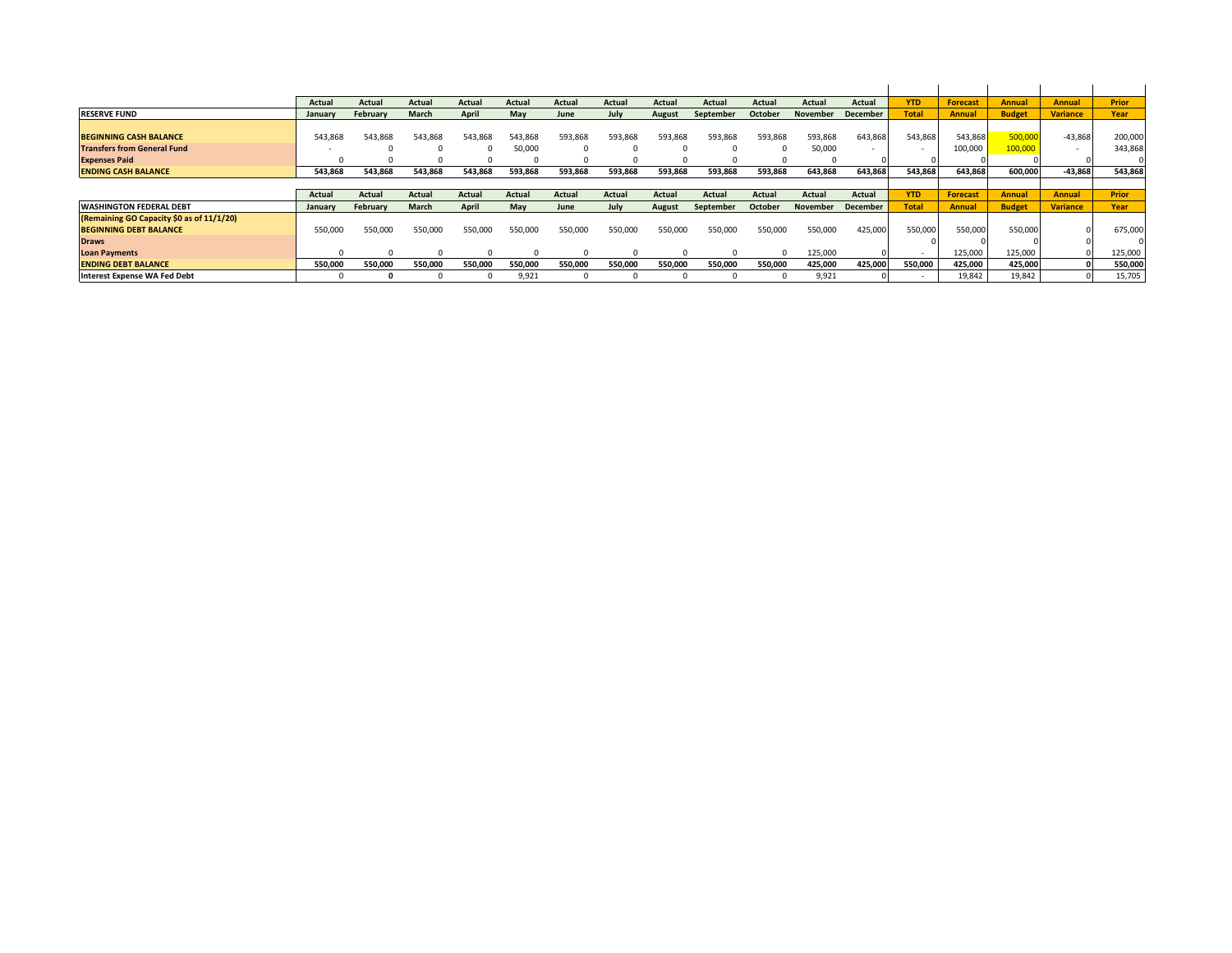| | Actual | Actual | Actual | Actual | Actual | Actual | Actual | Actual | Actual | Actual | Actual | Actual | YTD | Forecast | Annual | Annual | Prior |
|---|---|---|---|---|---|---|---|---|---|---|---|---|---|---|---|---|---|
| **RESERVE FUND** | January | February | March | April | May | June | July | August | September | October | November | December | Total | Annual | Budget | Variance | Year |
| | | | | | | | | | | | | | | | | | |
| **BEGINNING CASH BALANCE** | 543,868 | 543,868 | 543,868 | 543,868 | 543,868 | 593,868 | 593,868 | 593,868 | 593,868 | 593,868 | 593,868 | 643,868 | 543,868 | 543,868 | 500,000 | -43,868 | 200,000 |
| **Transfers from General Fund** | - | 0 | 0 | 0 | 50,000 | 0 | 0 | 0 | 0 | 0 | 50,000 | - | - | 100,000 | 100,000 | - | 343,868 |
| **Expenses Paid** | 0 | 0 | 0 | 0 | 0 | 0 | 0 | 0 | 0 | 0 | 0 | 0 | 0 | 0 | 0 | 0 | 0 |
| **ENDING CASH BALANCE** | **543,868** | **543,868** | **543,868** | **543,868** | **593,868** | **593,868** | **593,868** | **593,868** | **593,868** | **593,868** | **643,868** | **643,868** | **543,868** | **643,868** | **600,000** | **-43,868** | **543,868** |

| | Actual | Actual | Actual | Actual | Actual | Actual | Actual | Actual | Actual | Actual | Actual | Actual | YTD | Forecast | Annual | Annual | Prior |
|---|---|---|---|---|---|---|---|---|---|---|---|---|---|---|---|---|---|
| **WASHINGTON FEDERAL DEBT** | January | February | March | April | May | June | July | August | September | October | November | December | Total | Annual | Budget | Variance | Year |
| **(Remaining GO Capacity $0 as of 11/1/20)** | | | | | | | | | | | | | | | | | |
| **BEGINNING DEBT BALANCE** | 550,000 | 550,000 | 550,000 | 550,000 | 550,000 | 550,000 | 550,000 | 550,000 | 550,000 | 550,000 | 550,000 | 425,000 | 550,000 | 550,000 | 550,000 | 0 | 675,000 |
| **Draws** | | | | | | | | | | | | | 0 | 0 | 0 | 0 | 0 |
| **Loan Payments** | 0 | 0 | 0 | 0 | 0 | 0 | 0 | 0 | 0 | 0 | 125,000 | 0 | - | 125,000 | 125,000 | 0 | 125,000 |
| **ENDING DEBT BALANCE** | **550,000** | **550,000** | **550,000** | **550,000** | **550,000** | **550,000** | **550,000** | **550,000** | **550,000** | **550,000** | **425,000** | **425,000** | **550,000** | **425,000** | **425,000** | **0** | **550,000** |
| **Interest Expense WA Fed Debt** | 0 | **0** | 0 | 0 | 9,921 | 0 | 0 | 0 | 0 | 0 | 9,921 | 0 | - | 19,842 | 19,842 | 0 | 15,705 |